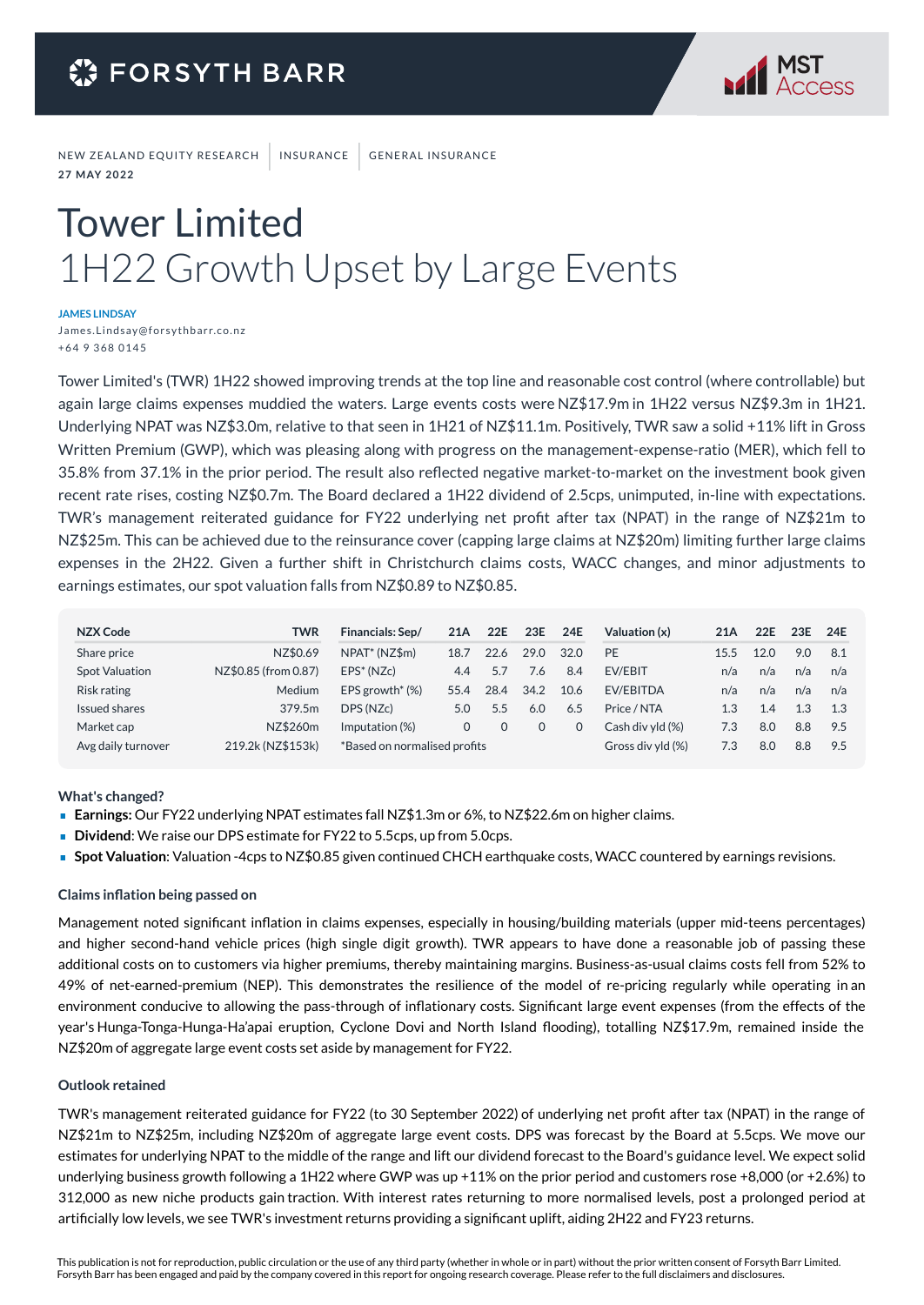FORSYTH BARR | MST Access

NEW ZEALAND EQUITY RESEARCH | INSURANCE | GENERAL INSURANCE

27 MAY 2022

# Tower Limited
## 1H22 Growth Upset by Large Events

**JAMES LINDSAY**
James.Lindsay@forsythbarr.co.nz
+64 9 368 0145

Tower Limited's (TWR) 1H22 showed improving trends at the top line and reasonable cost control (where controllable) but again large claims expenses muddied the waters. Large events costs were NZ$17.9m in 1H22 versus NZ$9.3m in 1H21. Underlying NPAT was NZ$3.0m, relative to that seen in 1H21 of NZ$11.1m. Positively, TWR saw a solid +11% lift in Gross Written Premium (GWP), which was pleasing along with progress on the management-expense-ratio (MER), which fell to 35.8% from 37.1% in the prior period. The result also reflected negative market-to-market on the investment book given recent rate rises, costing NZ$0.7m. The Board declared a 1H22 dividend of 2.5cps, unimputed, in-line with expectations. TWR's management reiterated guidance for FY22 underlying net profit after tax (NPAT) in the range of NZ$21m to NZ$25m. This can be achieved due to the reinsurance cover (capping large claims at NZ$20m) limiting further large claims expenses in the 2H22. Given a further shift in Christchurch claims costs, WACC changes, and minor adjustments to earnings estimates, our spot valuation falls from NZ$0.89 to NZ$0.85.

| NZX Code | TWR |
|---|---|
| Share price | NZ$0.69 |
| Spot Valuation | NZ$0.85 (from 0.87) |
| Risk rating | Medium |
| Issued shares | 379.5m |
| Market cap | NZ$260m |
| Avg daily turnover | 219.2k (NZ$153k) |

| Financials: Sep/ | 21A | 22E | 23E | 24E |
|---|---|---|---|---|
| NPAT* (NZ$m) | 18.7 | 22.6 | 29.0 | 32.0 |
| EPS* (NZc) | 4.4 | 5.7 | 7.6 | 8.4 |
| EPS growth* (%) | 55.4 | 28.4 | 34.2 | 10.6 |
| DPS (NZc) | 5.0 | 5.5 | 6.0 | 6.5 |
| Imputation (%) | 0 | 0 | 0 | 0 |

*Based on normalised profits

| Valuation (x) | 21A | 22E | 23E | 24E |
|---|---|---|---|---|
| PE | 15.5 | 12.0 | 9.0 | 8.1 |
| EV/EBIT | n/a | n/a | n/a | n/a |
| EV/EBITDA | n/a | n/a | n/a | n/a |
| Price / NTA | 1.3 | 1.4 | 1.3 | 1.3 |
| Cash div yld (%) | 7.3 | 8.0 | 8.8 | 9.5 |
| Gross div yld (%) | 7.3 | 8.0 | 8.8 | 9.5 |

### What's changed?

- **Earnings:** Our FY22 underlying NPAT estimates fall NZ$1.3m or 6%, to NZ$22.6m on higher claims.
- **Dividend**: We raise our DPS estimate for FY22 to 5.5cps, up from 5.0cps.
- **Spot Valuation**: Valuation -4cps to NZ$0.85 given continued CHCH earthquake costs, WACC countered by earnings revisions.

### Claims inflation being passed on

Management noted significant inflation in claims expenses, especially in housing/building materials (upper mid-teens percentages) and higher second-hand vehicle prices (high single digit growth). TWR appears to have done a reasonable job of passing these additional costs on to customers via higher premiums, thereby maintaining margins. Business-as-usual claims costs fell from 52% to 49% of net-earned-premium (NEP). This demonstrates the resilience of the model of re-pricing regularly while operating in an environment conducive to allowing the pass-through of inflationary costs. Significant large event expenses (from the effects of the year's Hunga-Tonga-Hunga-Ha'apai eruption, Cyclone Dovi and North Island flooding), totalling NZ$17.9m, remained inside the NZ$20m of aggregate large event costs set aside by management for FY22.

### Outlook retained

TWR's management reiterated guidance for FY22 (to 30 September 2022) of underlying net profit after tax (NPAT) in the range of NZ$21m to NZ$25m, including NZ$20m of aggregate large event costs. DPS was forecast by the Board at 5.5cps. We move our estimates for underlying NPAT to the middle of the range and lift our dividend forecast to the Board's guidance level. We expect solid underlying business growth following a 1H22 where GWP was up +11% on the prior period and customers rose +8,000 (or +2.6%) to 312,000 as new niche products gain traction. With interest rates returning to more normalised levels, post a prolonged period at artificially low levels, we see TWR's investment returns providing a significant uplift, aiding 2H22 and FY23 returns.

This publication is not for reproduction, public circulation or the use of any third party (whether in whole or in part) without the prior written consent of Forsyth Barr Limited. Forsyth Barr has been engaged and paid by the company covered in this report for ongoing research coverage. Please refer to the full disclaimers and disclosures.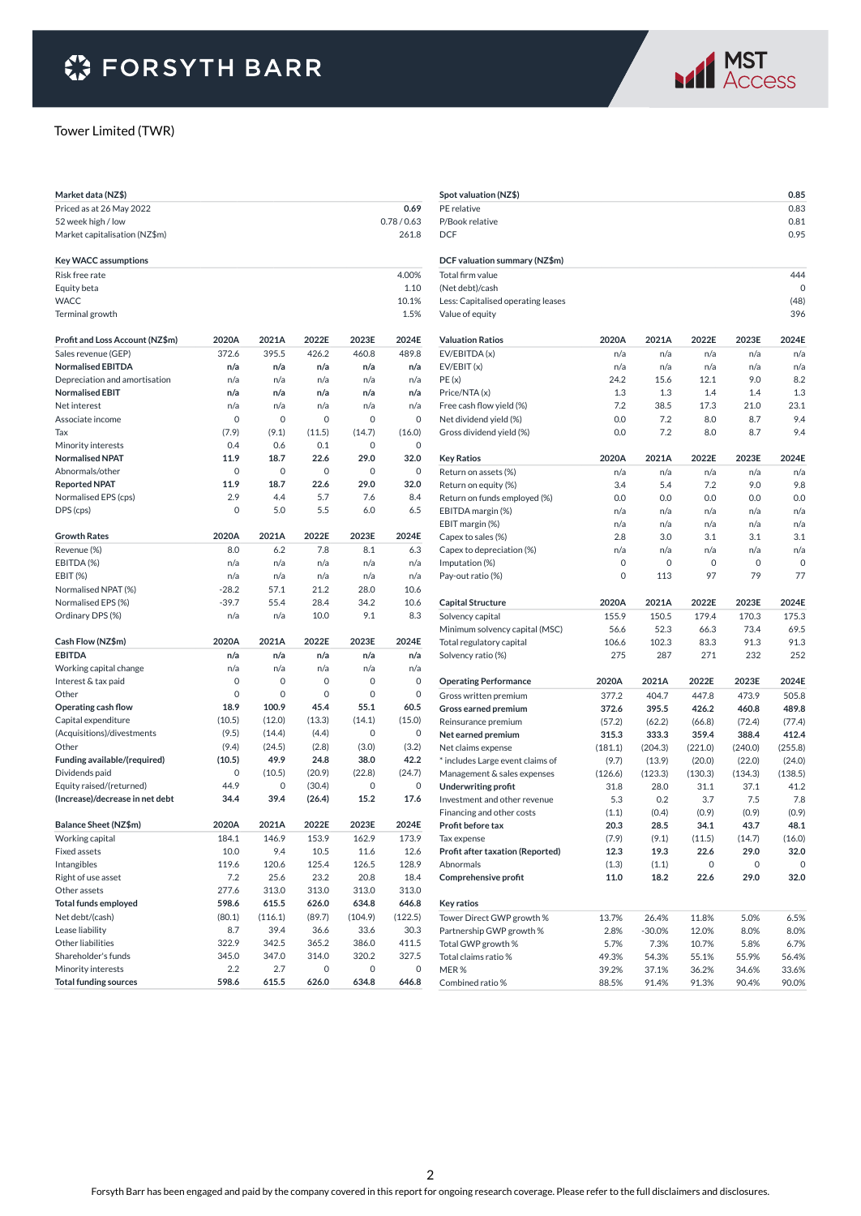Tower Limited (TWR)

| Market data (NZ$) | |
|---|---|
| Priced as at 26 May 2022 | **0.69** |
| 52 week high / low | 0.78 / 0.63 |
| Market capitalisation (NZ$m) | 261.8 |

| Key WACC assumptions | |
|---|---|
| Risk free rate | 4.00% |
| Equity beta | 1.10 |
| WACC | 10.1% |
| Terminal growth | 1.5% |

| Profit and Loss Account (NZ$m) | 2020A | 2021A | 2022E | 2023E | 2024E |
|---|---|---|---|---|---|
| Sales revenue (GEP) | 372.6 | 395.5 | 426.2 | 460.8 | 489.8 |
| **Normalised EBITDA** | **n/a** | **n/a** | **n/a** | **n/a** | **n/a** |
| Depreciation and amortisation | n/a | n/a | n/a | n/a | n/a |
| **Normalised EBIT** | **n/a** | **n/a** | **n/a** | **n/a** | **n/a** |
| Net interest | n/a | n/a | n/a | n/a | n/a |
| Associate income | 0 | 0 | 0 | 0 | 0 |
| Tax | (7.9) | (9.1) | (11.5) | (14.7) | (16.0) |
| Minority interests | 0.4 | 0.6 | 0.1 | 0 | 0 |
| **Normalised NPAT** | **11.9** | **18.7** | **22.6** | **29.0** | **32.0** |
| Abnormals/other | 0 | 0 | 0 | 0 | 0 |
| **Reported NPAT** | **11.9** | **18.7** | **22.6** | **29.0** | **32.0** |
| Normalised EPS (cps) | 2.9 | 4.4 | 5.7 | 7.6 | 8.4 |
| DPS (cps) | 0 | 5.0 | 5.5 | 6.0 | 6.5 |

| Growth Rates | 2020A | 2021A | 2022E | 2023E | 2024E |
|---|---|---|---|---|---|
| Revenue (%) | 8.0 | 6.2 | 7.8 | 8.1 | 6.3 |
| EBITDA (%) | n/a | n/a | n/a | n/a | n/a |
| EBIT (%) | n/a | n/a | n/a | n/a | n/a |
| Normalised NPAT (%) | -28.2 | 57.1 | 21.2 | 28.0 | 10.6 |
| Normalised EPS (%) | -39.7 | 55.4 | 28.4 | 34.2 | 10.6 |
| Ordinary DPS (%) | n/a | n/a | 10.0 | 9.1 | 8.3 |

| Cash Flow (NZ$m) | 2020A | 2021A | 2022E | 2023E | 2024E |
|---|---|---|---|---|---|
| **EBITDA** | **n/a** | **n/a** | **n/a** | **n/a** | **n/a** |
| Working capital change | n/a | n/a | n/a | n/a | n/a |
| Interest & tax paid | 0 | 0 | 0 | 0 | 0 |
| Other | 0 | 0 | 0 | 0 | 0 |
| **Operating cash flow** | **18.9** | **100.9** | **45.4** | **55.1** | **60.5** |
| Capital expenditure | (10.5) | (12.0) | (13.3) | (14.1) | (15.0) |
| (Acquisitions)/divestments | (9.5) | (14.4) | (4.4) | 0 | 0 |
| Other | (9.4) | (24.5) | (2.8) | (3.0) | (3.2) |
| **Funding available/(required)** | **(10.5)** | **49.9** | **24.8** | **38.0** | **42.2** |
| Dividends paid | 0 | (10.5) | (20.9) | (22.8) | (24.7) |
| Equity raised/(returned) | 44.9 | 0 | (30.4) | 0 | 0 |
| **(Increase)/decrease in net debt** | **34.4** | **39.4** | **(26.4)** | **15.2** | **17.6** |

| Balance Sheet (NZ$m) | 2020A | 2021A | 2022E | 2023E | 2024E |
|---|---|---|---|---|---|
| Working capital | 184.1 | 146.9 | 153.9 | 162.9 | 173.9 |
| Fixed assets | 10.0 | 9.4 | 10.5 | 11.6 | 12.6 |
| Intangibles | 119.6 | 120.6 | 125.4 | 126.5 | 128.9 |
| Right of use asset | 7.2 | 25.6 | 23.2 | 20.8 | 18.4 |
| Other assets | 277.6 | 313.0 | 313.0 | 313.0 | 313.0 |
| **Total funds employed** | **598.6** | **615.5** | **626.0** | **634.8** | **646.8** |
| Net debt/(cash) | (80.1) | (116.1) | (89.7) | (104.9) | (122.5) |
| Lease liability | 8.7 | 39.4 | 36.6 | 33.6 | 30.3 |
| Other liabilities | 322.9 | 342.5 | 365.2 | 386.0 | 411.5 |
| Shareholder's funds | 345.0 | 347.0 | 314.0 | 320.2 | 327.5 |
| Minority interests | 2.2 | 2.7 | 0 | 0 | 0 |
| **Total funding sources** | **598.6** | **615.5** | **626.0** | **634.8** | **646.8** |

| Spot valuation (NZ$) | **0.85** |
|---|---|
| PE relative | 0.83 |
| P/Book relative | 0.81 |
| DCF | 0.95 |

| DCF valuation summary (NZ$m) | |
|---|---|
| Total firm value | 444 |
| (Net debt)/cash | 0 |
| Less: Capitalised operating leases | (48) |
| Value of equity | 396 |

| Valuation Ratios | 2020A | 2021A | 2022E | 2023E | 2024E |
|---|---|---|---|---|---|
| EV/EBITDA (x) | n/a | n/a | n/a | n/a | n/a |
| EV/EBIT (x) | n/a | n/a | n/a | n/a | n/a |
| PE (x) | 24.2 | 15.6 | 12.1 | 9.0 | 8.2 |
| Price/NTA (x) | 1.3 | 1.3 | 1.4 | 1.4 | 1.3 |
| Free cash flow yield (%) | 7.2 | 38.5 | 17.3 | 21.0 | 23.1 |
| Net dividend yield (%) | 0.0 | 7.2 | 8.0 | 8.7 | 9.4 |
| Gross dividend yield (%) | 0.0 | 7.2 | 8.0 | 8.7 | 9.4 |

| Key Ratios | 2020A | 2021A | 2022E | 2023E | 2024E |
|---|---|---|---|---|---|
| Return on assets (%) | n/a | n/a | n/a | n/a | n/a |
| Return on equity (%) | 3.4 | 5.4 | 7.2 | 9.0 | 9.8 |
| Return on funds employed (%) | 0.0 | 0.0 | 0.0 | 0.0 | 0.0 |
| EBITDA margin (%) | n/a | n/a | n/a | n/a | n/a |
| EBIT margin (%) | n/a | n/a | n/a | n/a | n/a |
| Capex to sales (%) | 2.8 | 3.0 | 3.1 | 3.1 | 3.1 |
| Capex to depreciation (%) | n/a | n/a | n/a | n/a | n/a |
| Imputation (%) | 0 | 0 | 0 | 0 | 0 |
| Pay-out ratio (%) | 0 | 113 | 97 | 79 | 77 |

| Capital Structure | 2020A | 2021A | 2022E | 2023E | 2024E |
|---|---|---|---|---|---|
| Solvency capital | 155.9 | 150.5 | 179.4 | 170.3 | 175.3 |
| Minimum solvency capital (MSC) | 56.6 | 52.3 | 66.3 | 73.4 | 69.5 |
| Total regulatory capital | 106.6 | 102.3 | 83.3 | 91.3 | 91.3 |
| Solvency ratio (%) | 275 | 287 | 271 | 232 | 252 |

| Operating Performance | 2020A | 2021A | 2022E | 2023E | 2024E |
|---|---|---|---|---|---|
| Gross written premium | 377.2 | 404.7 | 447.8 | 473.9 | 505.8 |
| **Gross earned premium** | **372.6** | **395.5** | **426.2** | **460.8** | **489.8** |
| Reinsurance premium | (57.2) | (62.2) | (66.8) | (72.4) | (77.4) |
| **Net earned premium** | **315.3** | **333.3** | **359.4** | **388.4** | **412.4** |
| Net claims expense | (181.1) | (204.3) | (221.0) | (240.0) | (255.8) |
| * includes Large event claims of | (9.7) | (13.9) | (20.0) | (22.0) | (24.0) |
| Management & sales expenses | (126.6) | (123.3) | (130.3) | (134.3) | (138.5) |
| **Underwriting profit** | **31.8** | **28.0** | **31.1** | **37.1** | **41.2** |
| Investment and other revenue | 5.3 | 0.2 | 3.7 | 7.5 | 7.8 |
| Financing and other costs | (1.1) | (0.4) | (0.9) | (0.9) | (0.9) |
| **Profit before tax** | **20.3** | **28.5** | **34.1** | **43.7** | **48.1** |
| Tax expense | (7.9) | (9.1) | (11.5) | (14.7) | (16.0) |
| **Profit after taxation (Reported)** | **12.3** | **19.3** | **22.6** | **29.0** | **32.0** |
| Abnormals | (1.3) | (1.1) | 0 | 0 | 0 |
| **Comprehensive profit** | **11.0** | **18.2** | **22.6** | **29.0** | **32.0** |

| Key ratios | | | | | |
|---|---|---|---|---|---|
| Tower Direct GWP growth % | 13.7% | 26.4% | 11.8% | 5.0% | 6.5% |
| Partnership GWP growth % | 2.8% | -30.0% | 12.0% | 8.0% | 8.0% |
| Total GWP growth % | 5.7% | 7.3% | 10.7% | 5.8% | 6.7% |
| Total claims ratio % | 49.3% | 54.3% | 55.1% | 55.9% | 56.4% |
| MER % | 39.2% | 37.1% | 36.2% | 34.6% | 33.6% |
| Combined ratio % | 88.5% | 91.4% | 91.3% | 90.4% | 90.0% |

Forsyth Barr has been engaged and paid by the company covered in this report for ongoing research coverage. Please refer to the full disclaimers and disclosures.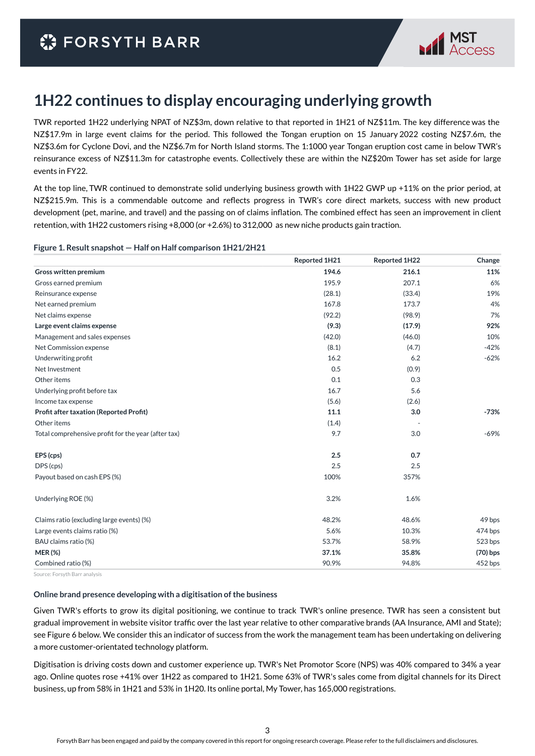# 1H22 continues to display encouraging underlying growth

TWR reported 1H22 underlying NPAT of NZ$3m, down relative to that reported in 1H21 of NZ$11m. The key difference was the NZ$17.9m in large event claims for the period. This followed the Tongan eruption on 15 January 2022 costing NZ$7.6m, the NZ$3.6m for Cyclone Dovi, and the NZ$6.7m for North Island storms. The 1:1000 year Tongan eruption cost came in below TWR's reinsurance excess of NZ$11.3m for catastrophe events. Collectively these are within the NZ$20m Tower has set aside for large events in FY22.

At the top line, TWR continued to demonstrate solid underlying business growth with 1H22 GWP up +11% on the prior period, at NZ$215.9m. This is a commendable outcome and reflects progress in TWR's core direct markets, success with new product development (pet, marine, and travel) and the passing on of claims inflation. The combined effect has seen an improvement in client retention, with 1H22 customers rising +8,000 (or +2.6%) to 312,000 as new niche products gain traction.

**Figure 1. Result snapshot — Half on Half comparison 1H21/2H21**

| | Reported 1H21 | Reported 1H22 | Change |
|---|---|---|---|
| **Gross written premium** | **194.6** | **216.1** | **11%** |
| Gross earned premium | 195.9 | 207.1 | 6% |
| Reinsurance expense | (28.1) | (33.4) | 19% |
| Net earned premium | 167.8 | 173.7 | 4% |
| Net claims expense | (92.2) | (98.9) | 7% |
| **Large event claims expense** | **(9.3)** | **(17.9)** | **92%** |
| Management and sales expenses | (42.0) | (46.0) | 10% |
| Net Commission expense | (8.1) | (4.7) | -42% |
| Underwriting profit | 16.2 | 6.2 | -62% |
| Net Investment | 0.5 | (0.9) | |
| Other items | 0.1 | 0.3 | |
| Underlying profit before tax | 16.7 | 5.6 | |
| Income tax expense | (5.6) | (2.6) | |
| **Profit after taxation (Reported Profit)** | **11.1** | **3.0** | **-73%** |
| Other items | (1.4) | - | |
| Total comprehensive profit for the year (after tax) | 9.7 | 3.0 | -69% |
| | | | |
| **EPS (cps)** | **2.5** | **0.7** | |
| DPS (cps) | 2.5 | 2.5 | |
| Payout based on cash EPS (%) | 100% | 357% | |
| | | | |
| Underlying ROE (%) | 3.2% | 1.6% | |
| | | | |
| Claims ratio (excluding large events) (%) | 48.2% | 48.6% | 49 bps |
| Large events claims ratio (%) | 5.6% | 10.3% | 474 bps |
| BAU claims ratio (%) | 53.7% | 58.9% | 523 bps |
| **MER (%)** | **37.1%** | **35.8%** | **(70) bps** |
| Combined ratio (%) | 90.9% | 94.8% | 452 bps |

Source: Forsyth Barr analysis

### Online brand presence developing with a digitisation of the business

Given TWR's efforts to grow its digital positioning, we continue to track TWR's online presence. TWR has seen a consistent but gradual improvement in website visitor traffic over the last year relative to other comparative brands (AA Insurance, AMI and State); see Figure 6 below. We consider this an indicator of success from the work the management team has been undertaking on delivering a more customer-orientated technology platform.

Digitisation is driving costs down and customer experience up. TWR's Net Promotor Score (NPS) was 40% compared to 34% a year ago. Online quotes rose +41% over 1H22 as compared to 1H21. Some 63% of TWR's sales come from digital channels for its Direct business, up from 58% in 1H21 and 53% in 1H20. Its online portal, My Tower, has 165,000 registrations.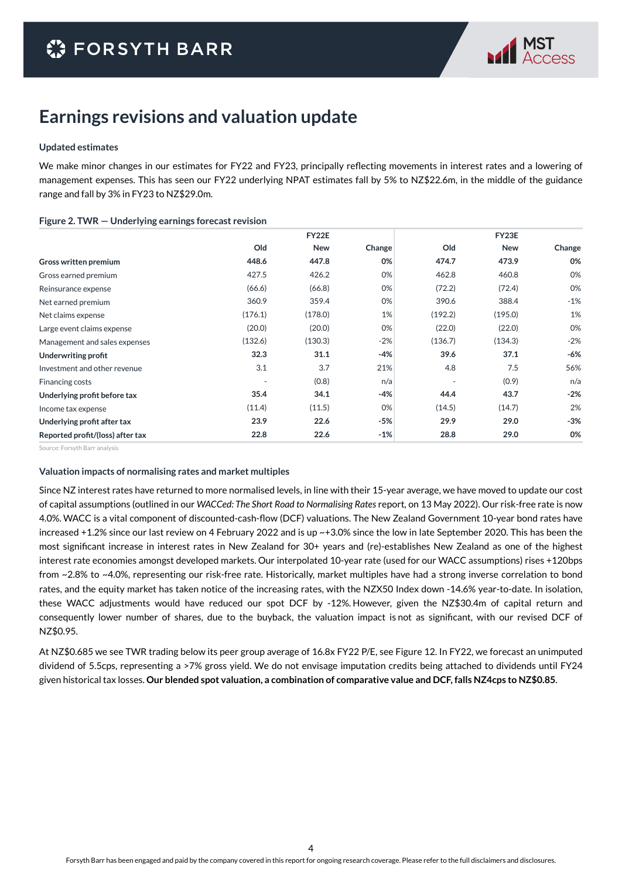# Earnings revisions and valuation update

### Updated estimates

We make minor changes in our estimates for FY22 and FY23, principally reflecting movements in interest rates and a lowering of management expenses. This has seen our FY22 underlying NPAT estimates fall by 5% to NZ$22.6m, in the middle of the guidance range and fall by 3% in FY23 to NZ$29.0m.

**Figure 2. TWR — Underlying earnings forecast revision**

| | FY22E | | | FY23E | | |
|---|---|---|---|---|---|---|
| | Old | New | Change | Old | New | Change |
| **Gross written premium** | **448.6** | **447.8** | **0%** | **474.7** | **473.9** | **0%** |
| Gross earned premium | 427.5 | 426.2 | 0% | 462.8 | 460.8 | 0% |
| Reinsurance expense | (66.6) | (66.8) | 0% | (72.2) | (72.4) | 0% |
| Net earned premium | 360.9 | 359.4 | 0% | 390.6 | 388.4 | -1% |
| Net claims expense | (176.1) | (178.0) | 1% | (192.2) | (195.0) | 1% |
| Large event claims expense | (20.0) | (20.0) | 0% | (22.0) | (22.0) | 0% |
| Management and sales expenses | (132.6) | (130.3) | -2% | (136.7) | (134.3) | -2% |
| **Underwriting profit** | **32.3** | **31.1** | **-4%** | **39.6** | **37.1** | **-6%** |
| Investment and other revenue | 3.1 | 3.7 | 21% | 4.8 | 7.5 | 56% |
| Financing costs | - | (0.8) | n/a | - | (0.9) | n/a |
| **Underlying profit before tax** | **35.4** | **34.1** | **-4%** | **44.4** | **43.7** | **-2%** |
| Income tax expense | (11.4) | (11.5) | 0% | (14.5) | (14.7) | 2% |
| **Underlying profit after tax** | **23.9** | **22.6** | **-5%** | **29.9** | **29.0** | **-3%** |
| **Reported profit/(loss) after tax** | **22.8** | **22.6** | **-1%** | **28.8** | **29.0** | **0%** |

Source: Forsyth Barr analysis

### Valuation impacts of normalising rates and market multiples

Since NZ interest rates have returned to more normalised levels, in line with their 15-year average, we have moved to update our cost of capital assumptions (outlined in our *WACCed: The Short Road to Normalising Rates* report, on 13 May 2022). Our risk-free rate is now 4.0%. WACC is a vital component of discounted-cash-flow (DCF) valuations. The New Zealand Government 10-year bond rates have increased +1.2% since our last review on 4 February 2022 and is up ~+3.0% since the low in late September 2020. This has been the most significant increase in interest rates in New Zealand for 30+ years and (re)-establishes New Zealand as one of the highest interest rate economies amongst developed markets. Our interpolated 10-year rate (used for our WACC assumptions) rises +120bps from ~2.8% to ~4.0%, representing our risk-free rate. Historically, market multiples have had a strong inverse correlation to bond rates, and the equity market has taken notice of the increasing rates, with the NZX50 Index down -14.6% year-to-date. In isolation, these WACC adjustments would have reduced our spot DCF by -12%. However, given the NZ$30.4m of capital return and consequently lower number of shares, due to the buyback, the valuation impact is not as significant, with our revised DCF of NZ$0.95.

At NZ$0.685 we see TWR trading below its peer group average of 16.8x FY22 P/E, see Figure 12. In FY22, we forecast an unimputed dividend of 5.5cps, representing a >7% gross yield. We do not envisage imputation credits being attached to dividends until FY24 given historical tax losses. **Our blended spot valuation, a combination of comparative value and DCF, falls NZ4cps to NZ$0.85**.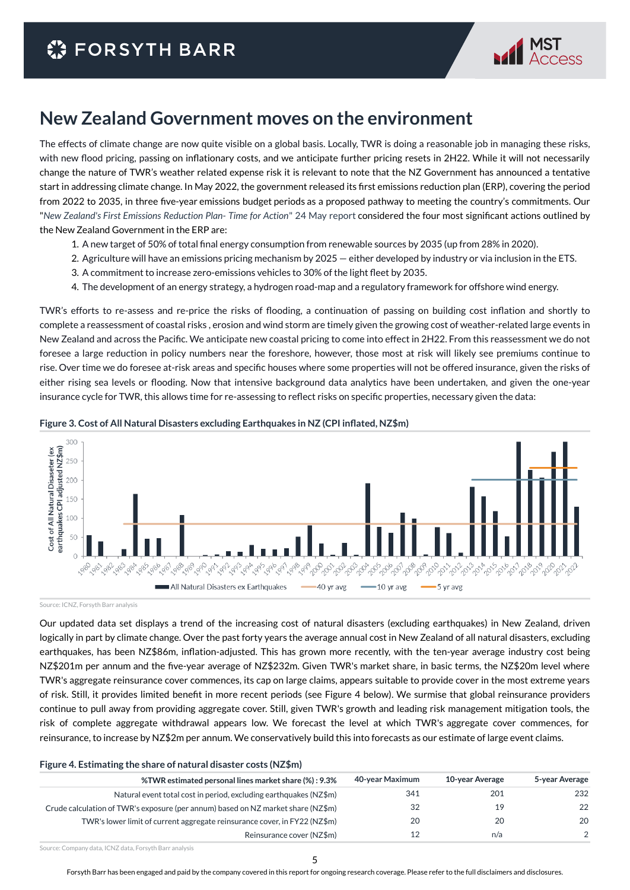# New Zealand Government moves on the environment

The effects of climate change are now quite visible on a global basis. Locally, TWR is doing a reasonable job in managing these risks, with new flood pricing, passing on inflationary costs, and we anticipate further pricing resets in 2H22. While it will not necessarily change the nature of TWR's weather related expense risk it is relevant to note that the NZ Government has announced a tentative start in addressing climate change. In May 2022, the government released its first emissions reduction plan (ERP), covering the period from 2022 to 2035, in three five-year emissions budget periods as a proposed pathway to meeting the country's commitments. Our "*New Zealand's First Emissions Reduction Plan- Time for Action*" 24 May report considered the four most significant actions outlined by the New Zealand Government in the ERP are:

1. A new target of 50% of total final energy consumption from renewable sources by 2035 (up from 28% in 2020).
2. Agriculture will have an emissions pricing mechanism by 2025 — either developed by industry or via inclusion in the ETS.
3. A commitment to increase zero-emissions vehicles to 30% of the light fleet by 2035.
4. The development of an energy strategy, a hydrogen road-map and a regulatory framework for offshore wind energy.

TWR's efforts to re-assess and re-price the risks of flooding, a continuation of passing on building cost inflation and shortly to complete a reassessment of coastal risks , erosion and wind storm are timely given the growing cost of weather-related large events in New Zealand and across the Pacific. We anticipate new coastal pricing to come into effect in 2H22. From this reassessment we do not foresee a large reduction in policy numbers near the foreshore, however, those most at risk will likely see premiums continue to rise. Over time we do foresee at-risk areas and specific houses where some properties will not be offered insurance, given the risks of either rising sea levels or flooding. Now that intensive background data analytics have been undertaken, and given the one-year insurance cycle for TWR, this allows time for re-assessing to reflect risks on specific properties, necessary given the data:

**Figure 3. Cost of All Natural Disasters excluding Earthquakes in NZ (CPI inflated, NZ$m)**

Source: ICNZ, Forsyth Barr analysis

Our updated data set displays a trend of the increasing cost of natural disasters (excluding earthquakes) in New Zealand, driven logically in part by climate change. Over the past forty years the average annual cost in New Zealand of all natural disasters, excluding earthquakes, has been NZ$86m, inflation-adjusted. This has grown more recently, with the ten-year average industry cost being NZ$201m per annum and the five-year average of NZ$232m. Given TWR's market share, in basic terms, the NZ$20m level where TWR's aggregate reinsurance cover commences, its cap on large claims, appears suitable to provide cover in the most extreme years of risk. Still, it provides limited benefit in more recent periods (see Figure 4 below). We surmise that global reinsurance providers continue to pull away from providing aggregate cover. Still, given TWR's growth and leading risk management mitigation tools, the risk of complete aggregate withdrawal appears low. We forecast the level at which TWR's aggregate cover commences, for reinsurance, to increase by NZ$2m per annum. We conservatively build this into forecasts as our estimate of large event claims.

**Figure 4. Estimating the share of natural disaster costs (NZ$m)**

| %TWR estimated personal lines market share (%) : 9.3% | 40-year Maximum | 10-year Average | 5-year Average |
|---|---|---|---|
| Natural event total cost in period, excluding earthquakes (NZ$m) | 341 | 201 | 232 |
| Crude calculation of TWR's exposure (per annum) based on NZ market share (NZ$m) | 32 | 19 | 22 |
| TWR's lower limit of current aggregate reinsurance cover, in FY22 (NZ$m) | 20 | 20 | 20 |
| Reinsurance cover (NZ$m) | 12 | n/a | 2 |

Source: Company data, ICNZ data, Forsyth Barr analysis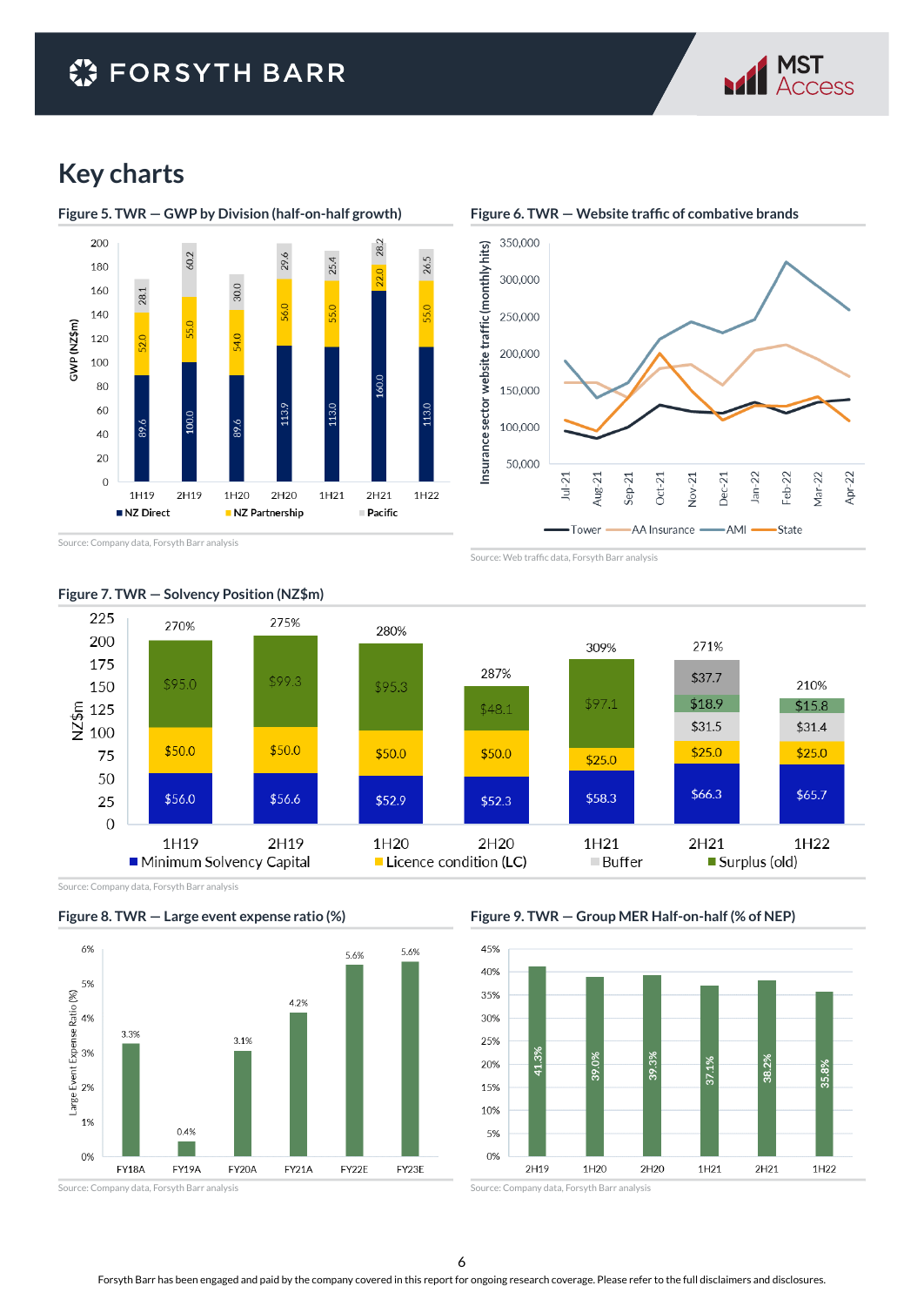# Key charts

**Figure 5. TWR — GWP by Division (half-on-half growth)**

| Period | NZ Direct | NZ Partnership | Pacific |
|---|---|---|---|
| 1H19 | 89.6 | 52.0 | 28.1 |
| 2H19 | 100.0 | 55.0 | 60.2 |
| 1H20 | 89.6 | 54.0 | 30.0 |
| 2H20 | 113.9 | 56.0 | 29.6 |
| 1H21 | 113.0 | 55.0 | 25.4 |
| 2H21 | 160.0 | 22.0 | 28.2 |
| 1H22 | 113.0 | 55.0 | 26.5 |

GWP (NZ$m)

Source: Company data, Forsyth Barr analysis

**Figure 6. TWR — Website traffic of combative brands**

Insurance sector website traffic (monthly hits), Jul-21 to Apr-22: Tower, AA Insurance, AMI, State

Source: Web traffic data, Forsyth Barr analysis

**Figure 7. TWR — Solvency Position (NZ$m)**

| Period | Solvency ratio | Minimum Solvency Capital | Licence condition (LC) | Buffer | Surplus (old) |
|---|---|---|---|---|---|
| 1H19 | 270% | $56.0 | $50.0 | | $95.0 |
| 2H19 | 275% | $56.6 | $50.0 | | $99.3 |
| 1H20 | 280% | $52.9 | $50.0 | | $95.3 |
| 2H20 | 287% | $52.3 | $50.0 | | $48.1 |
| 1H21 | 309% | $58.3 | $25.0 | | $97.1 |
| 2H21 | 271% | $66.3 | $25.0 | $31.5 | $18.9 / $37.7 |
| 1H22 | 210% | $65.7 | $25.0 | $31.4 | $15.8 |

Source: Company data, Forsyth Barr analysis

**Figure 8. TWR — Large event expense ratio (%)**

| Year | Large Event Expense Ratio (%) |
|---|---|
| FY18A | 3.3% |
| FY19A | 0.4% |
| FY20A | 3.1% |
| FY21A | 4.2% |
| FY22E | 5.6% |
| FY23E | 5.6% |

Source: Company data, Forsyth Barr analysis

**Figure 9. TWR — Group MER Half-on-half (% of NEP)**

| Period | MER |
|---|---|
| 2H19 | 41.3% |
| 1H20 | 39.0% |
| 2H20 | 39.3% |
| 1H21 | 37.1% |
| 2H21 | 38.2% |
| 1H22 | 35.8% |

Source: Company data, Forsyth Barr analysis

Forsyth Barr has been engaged and paid by the company covered in this report for ongoing research coverage. Please refer to the full disclaimers and disclosures.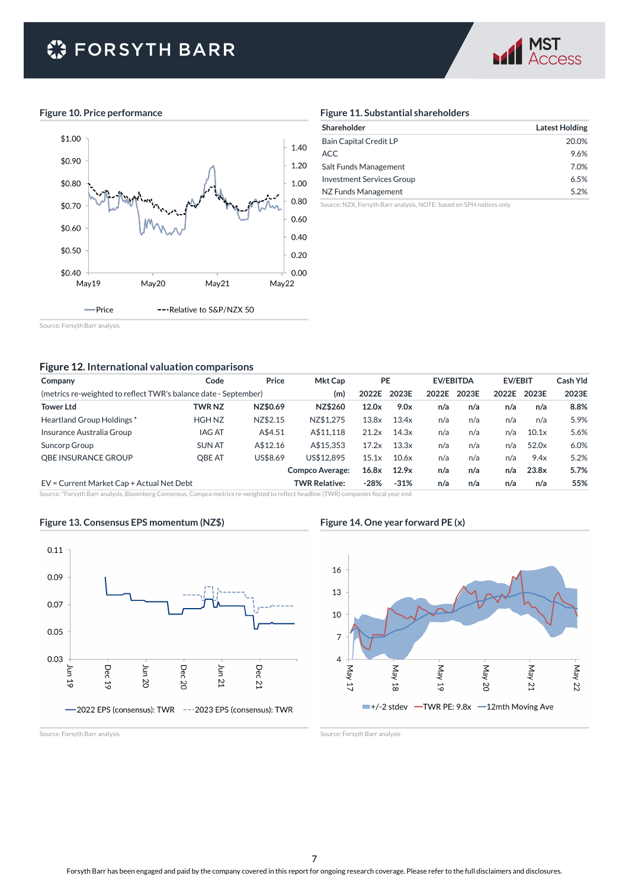#### Figure 10. Price performance

Source: Forsyth Barr analysis

#### Figure 11. Substantial shareholders

| Shareholder | Latest Holding |
|---|---|
| Bain Capital Credit LP | 20.0% |
| ACC | 9.6% |
| Salt Funds Management | 7.0% |
| Investment Services Group | 6.5% |
| NZ Funds Management | 5.2% |

Source: NZX, Forsyth Barr analysis, NOTE: based on SPH notices only

#### Figure 12. International valuation comparisons

| Company | Code | Price | Mkt Cap | PE | | EV/EBITDA | | EV/EBIT | | Cash Yld |
|---|---|---|---|---|---|---|---|---|---|---|
| (metrics re-weighted to reflect TWR's balance date - September) | | | (m) | 2022E | 2023E | 2022E | 2023E | 2022E | 2023E | 2023E |
| **Tower Ltd** | **TWR NZ** | **NZ$0.69** | **NZ$260** | **12.0x** | **9.0x** | **n/a** | **n/a** | **n/a** | **n/a** | **8.8%** |
| Heartland Group Holdings * | HGH NZ | NZ$2.15 | NZ$1,275 | 13.8x | 13.4x | n/a | n/a | n/a | n/a | 5.9% |
| Insurance Australia Group | IAG AT | A$4.51 | A$11,118 | 21.2x | 14.3x | n/a | n/a | n/a | 10.1x | 5.6% |
| Suncorp Group | SUN AT | A$12.16 | A$15,353 | 17.2x | 13.3x | n/a | n/a | n/a | 52.0x | 6.0% |
| QBE INSURANCE GROUP | QBE AT | US$8.69 | US$12,895 | 15.1x | 10.6x | n/a | n/a | n/a | 9.4x | 5.2% |
| | | | **Compco Average:** | **16.8x** | **12.9x** | **n/a** | **n/a** | **n/a** | **23.8x** | **5.7%** |
| EV = Current Market Cap + Actual Net Debt | | | **TWR Relative:** | **-28%** | **-31%** | **n/a** | **n/a** | **n/a** | **n/a** | **55%** |

Source: *Forsyth Barr analysis, Bloomberg Consensus, Compco metrics re-weighted to reflect headline (TWR) companies fiscal year end

#### Figure 13. Consensus EPS momentum (NZ$)

Source: Forsyth Barr analysis

#### Figure 14. One year forward PE (x)

Source: Forsyth Barr analysis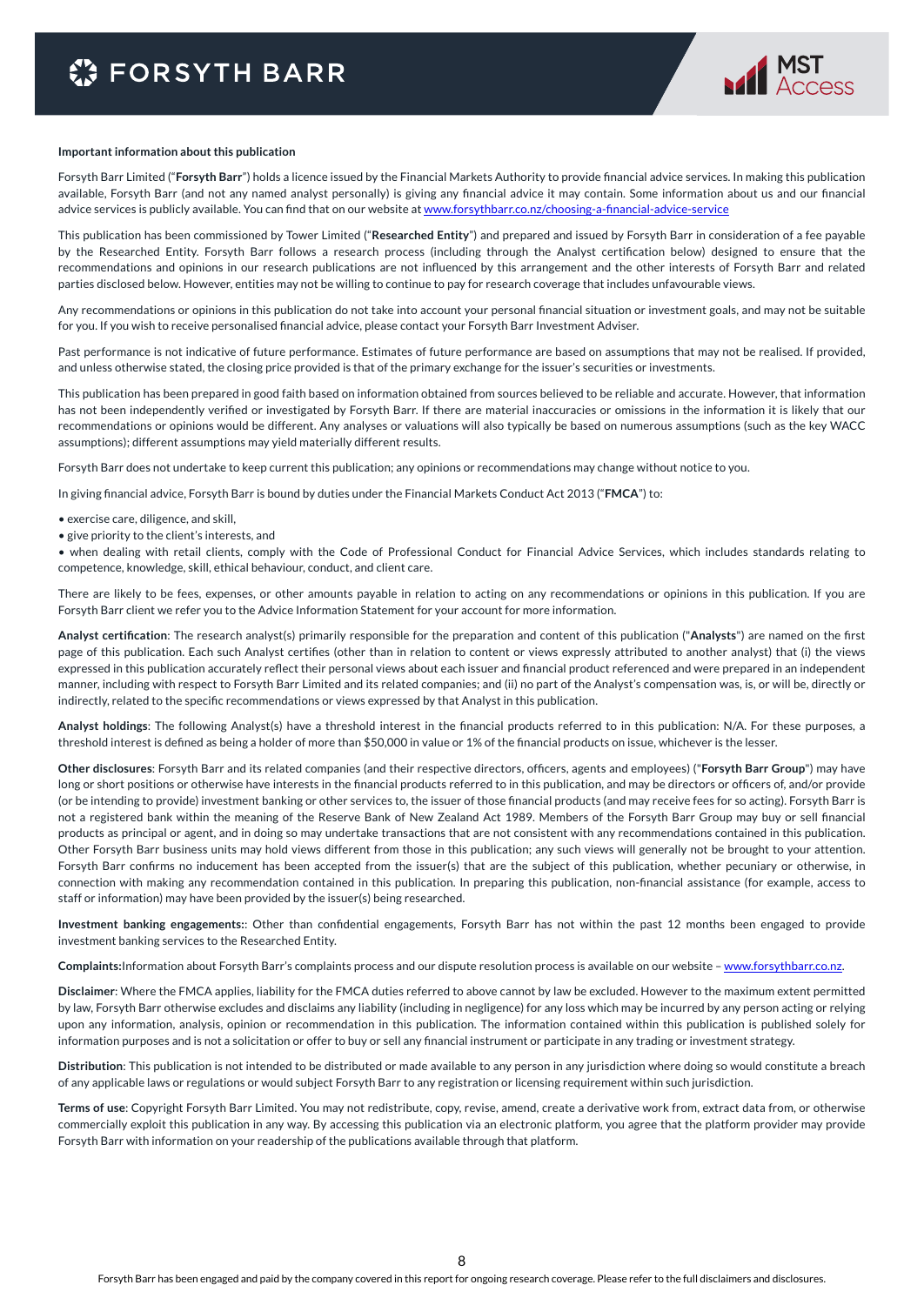**Important information about this publication**

Forsyth Barr Limited ("**Forsyth Barr**") holds a licence issued by the Financial Markets Authority to provide financial advice services. In making this publication available, Forsyth Barr (and not any named analyst personally) is giving any financial advice it may contain. Some information about us and our financial advice services is publicly available. You can find that on our website at www.forsythbarr.co.nz/choosing-a-financial-advice-service

This publication has been commissioned by Tower Limited ("**Researched Entity**") and prepared and issued by Forsyth Barr in consideration of a fee payable by the Researched Entity. Forsyth Barr follows a research process (including through the Analyst certification below) designed to ensure that the recommendations and opinions in our research publications are not influenced by this arrangement and the other interests of Forsyth Barr and related parties disclosed below. However, entities may not be willing to continue to pay for research coverage that includes unfavourable views.

Any recommendations or opinions in this publication do not take into account your personal financial situation or investment goals, and may not be suitable for you. If you wish to receive personalised financial advice, please contact your Forsyth Barr Investment Adviser.

Past performance is not indicative of future performance. Estimates of future performance are based on assumptions that may not be realised. If provided, and unless otherwise stated, the closing price provided is that of the primary exchange for the issuer's securities or investments.

This publication has been prepared in good faith based on information obtained from sources believed to be reliable and accurate. However, that information has not been independently verified or investigated by Forsyth Barr. If there are material inaccuracies or omissions in the information it is likely that our recommendations or opinions would be different. Any analyses or valuations will also typically be based on numerous assumptions (such as the key WACC assumptions); different assumptions may yield materially different results.

Forsyth Barr does not undertake to keep current this publication; any opinions or recommendations may change without notice to you.

In giving financial advice, Forsyth Barr is bound by duties under the Financial Markets Conduct Act 2013 ("**FMCA**") to:

- exercise care, diligence, and skill,
- give priority to the client's interests, and
- when dealing with retail clients, comply with the Code of Professional Conduct for Financial Advice Services, which includes standards relating to competence, knowledge, skill, ethical behaviour, conduct, and client care.

There are likely to be fees, expenses, or other amounts payable in relation to acting on any recommendations or opinions in this publication. If you are Forsyth Barr client we refer you to the Advice Information Statement for your account for more information.

**Analyst certification**: The research analyst(s) primarily responsible for the preparation and content of this publication ("**Analysts**") are named on the first page of this publication. Each such Analyst certifies (other than in relation to content or views expressly attributed to another analyst) that (i) the views expressed in this publication accurately reflect their personal views about each issuer and financial product referenced and were prepared in an independent manner, including with respect to Forsyth Barr Limited and its related companies; and (ii) no part of the Analyst's compensation was, is, or will be, directly or indirectly, related to the specific recommendations or views expressed by that Analyst in this publication.

**Analyst holdings**: The following Analyst(s) have a threshold interest in the financial products referred to in this publication: N/A. For these purposes, a threshold interest is defined as being a holder of more than $50,000 in value or 1% of the financial products on issue, whichever is the lesser.

**Other disclosures**: Forsyth Barr and its related companies (and their respective directors, officers, agents and employees) ("**Forsyth Barr Group**") may have long or short positions or otherwise have interests in the financial products referred to in this publication, and may be directors or officers of, and/or provide (or be intending to provide) investment banking or other services to, the issuer of those financial products (and may receive fees for so acting). Forsyth Barr is not a registered bank within the meaning of the Reserve Bank of New Zealand Act 1989. Members of the Forsyth Barr Group may buy or sell financial products as principal or agent, and in doing so may undertake transactions that are not consistent with any recommendations contained in this publication. Other Forsyth Barr business units may hold views different from those in this publication; any such views will generally not be brought to your attention. Forsyth Barr confirms no inducement has been accepted from the issuer(s) that are the subject of this publication, whether pecuniary or otherwise, in connection with making any recommendation contained in this publication. In preparing this publication, non-financial assistance (for example, access to staff or information) may have been provided by the issuer(s) being researched.

**Investment banking engagements:**: Other than confidential engagements, Forsyth Barr has not within the past 12 months been engaged to provide investment banking services to the Researched Entity.

**Complaints:**Information about Forsyth Barr's complaints process and our dispute resolution process is available on our website – www.forsythbarr.co.nz.

**Disclaimer**: Where the FMCA applies, liability for the FMCA duties referred to above cannot by law be excluded. However to the maximum extent permitted by law, Forsyth Barr otherwise excludes and disclaims any liability (including in negligence) for any loss which may be incurred by any person acting or relying upon any information, analysis, opinion or recommendation in this publication. The information contained within this publication is published solely for information purposes and is not a solicitation or offer to buy or sell any financial instrument or participate in any trading or investment strategy.

**Distribution**: This publication is not intended to be distributed or made available to any person in any jurisdiction where doing so would constitute a breach of any applicable laws or regulations or would subject Forsyth Barr to any registration or licensing requirement within such jurisdiction.

**Terms of use**: Copyright Forsyth Barr Limited. You may not redistribute, copy, revise, amend, create a derivative work from, extract data from, or otherwise commercially exploit this publication in any way. By accessing this publication via an electronic platform, you agree that the platform provider may provide Forsyth Barr with information on your readership of the publications available through that platform.